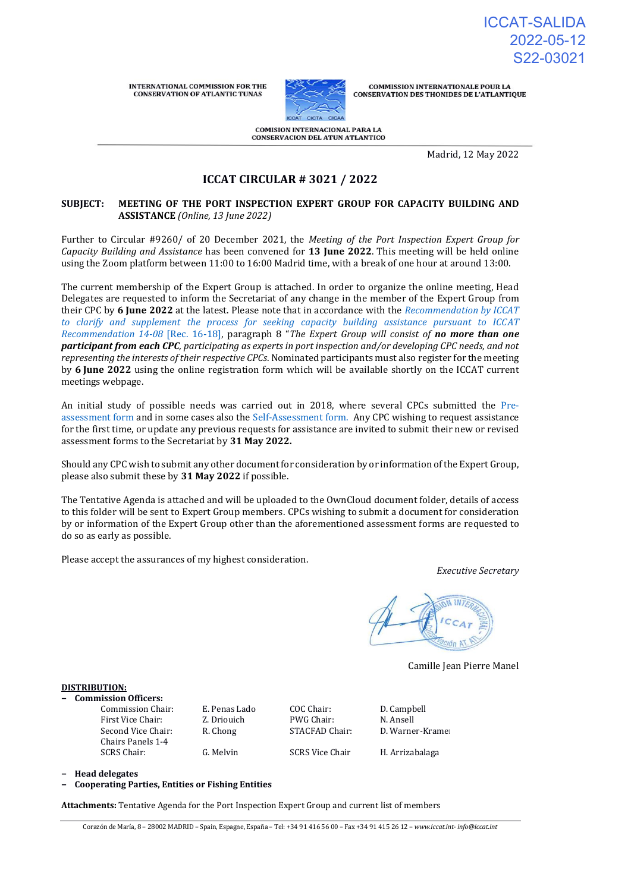ICCAT-SALIDA
2022-05-12
S22-03021

INTERNATIONAL COMMISSION FOR THE CONSERVATION OF ATLANTIC TUNAS

COMMISSION INTERNATIONALE POUR LA CONSERVATION DES THONIDES DE L'ATLANTIQUE

COMISION INTERNACIONAL PARA LA CONSERVACION DEL ATUN ATLANTICO

Madrid, 12 May 2022

# ICCAT CIRCULAR # 3021 / 2022

**SUBJECT: MEETING OF THE PORT INSPECTION EXPERT GROUP FOR CAPACITY BUILDING AND ASSISTANCE** *(Online, 13 June 2022)*

Further to Circular #9260/ of 20 December 2021, the *Meeting of the Port Inspection Expert Group for Capacity Building and Assistance* has been convened for **13 June 2022**. This meeting will be held online using the Zoom platform between 11:00 to 16:00 Madrid time, with a break of one hour at around 13:00.

The current membership of the Expert Group is attached. In order to organize the online meeting, Head Delegates are requested to inform the Secretariat of any change in the member of the Expert Group from their CPC by **6 June 2022** at the latest. Please note that in accordance with the *Recommendation by ICCAT to clarify and supplement the process for seeking capacity building assistance pursuant to ICCAT Recommendation 14-08* [Rec. 16-18], paragraph 8 "*The Expert Group will consist of* ***no more than one participant from each CPC****, participating as experts in port inspection and/or developing CPC needs, and not representing the interests of their respective CPCs*. Nominated participants must also register for the meeting by **6 June 2022** using the online registration form which will be available shortly on the ICCAT current meetings webpage.

An initial study of possible needs was carried out in 2018, where several CPCs submitted the Pre-assessment form and in some cases also the Self-Assessment form. Any CPC wishing to request assistance for the first time, or update any previous requests for assistance are invited to submit their new or revised assessment forms to the Secretariat by **31 May 2022.**

Should any CPC wish to submit any other document for consideration by or information of the Expert Group, please also submit these by **31 May 2022** if possible.

The Tentative Agenda is attached and will be uploaded to the OwnCloud document folder, details of access to this folder will be sent to Expert Group members. CPCs wishing to submit a document for consideration by or information of the Expert Group other than the aforementioned assessment forms are requested to do so as early as possible.

Please accept the assurances of my highest consideration.

*Executive Secretary*

Camille Jean Pierre Manel

**DISTRIBUTION:**

- **Commission Officers:**

| | | | |
|---|---|---|---|
| Commission Chair: | E. Penas Lado | COC Chair: | D. Campbell |
| First Vice Chair: | Z. Driouich | PWG Chair: | N. Ansell |
| Second Vice Chair: | R. Chong | STACFAD Chair: | D. Warner-Kramer |
| Chairs Panels 1-4 | | | |
| SCRS Chair: | G. Melvin | SCRS Vice Chair | H. Arrizabalaga |

- **Head delegates**
- **Cooperating Parties, Entities or Fishing Entities**

**Attachments:** Tentative Agenda for the Port Inspection Expert Group and current list of members

Corazón de María, 8 – 28002 MADRID – Spain, Espagne, España – Tel: +34 91 416 56 00 – Fax +34 91 415 26 12 – *www.iccat.int- info@iccat.int*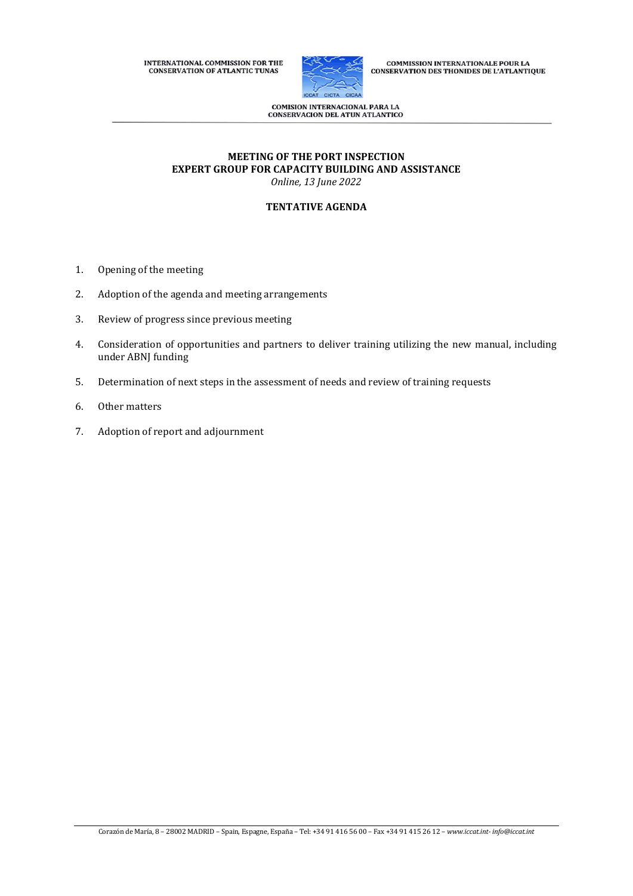INTERNATIONAL COMMISSION FOR THE CONSERVATION OF ATLANTIC TUNAS

COMMISSION INTERNATIONALE POUR LA CONSERVATION DES THONIDES DE L'ATLANTIQUE

COMISION INTERNACIONAL PARA LA CONSERVACION DEL ATUN ATLANTICO

**MEETING OF THE PORT INSPECTION EXPERT GROUP FOR CAPACITY BUILDING AND ASSISTANCE**

*Online, 13 June 2022*

**TENTATIVE AGENDA**

1. Opening of the meeting
2. Adoption of the agenda and meeting arrangements
3. Review of progress since previous meeting
4. Consideration of opportunities and partners to deliver training utilizing the new manual, including under ABNJ funding
5. Determination of next steps in the assessment of needs and review of training requests
6. Other matters
7. Adoption of report and adjournment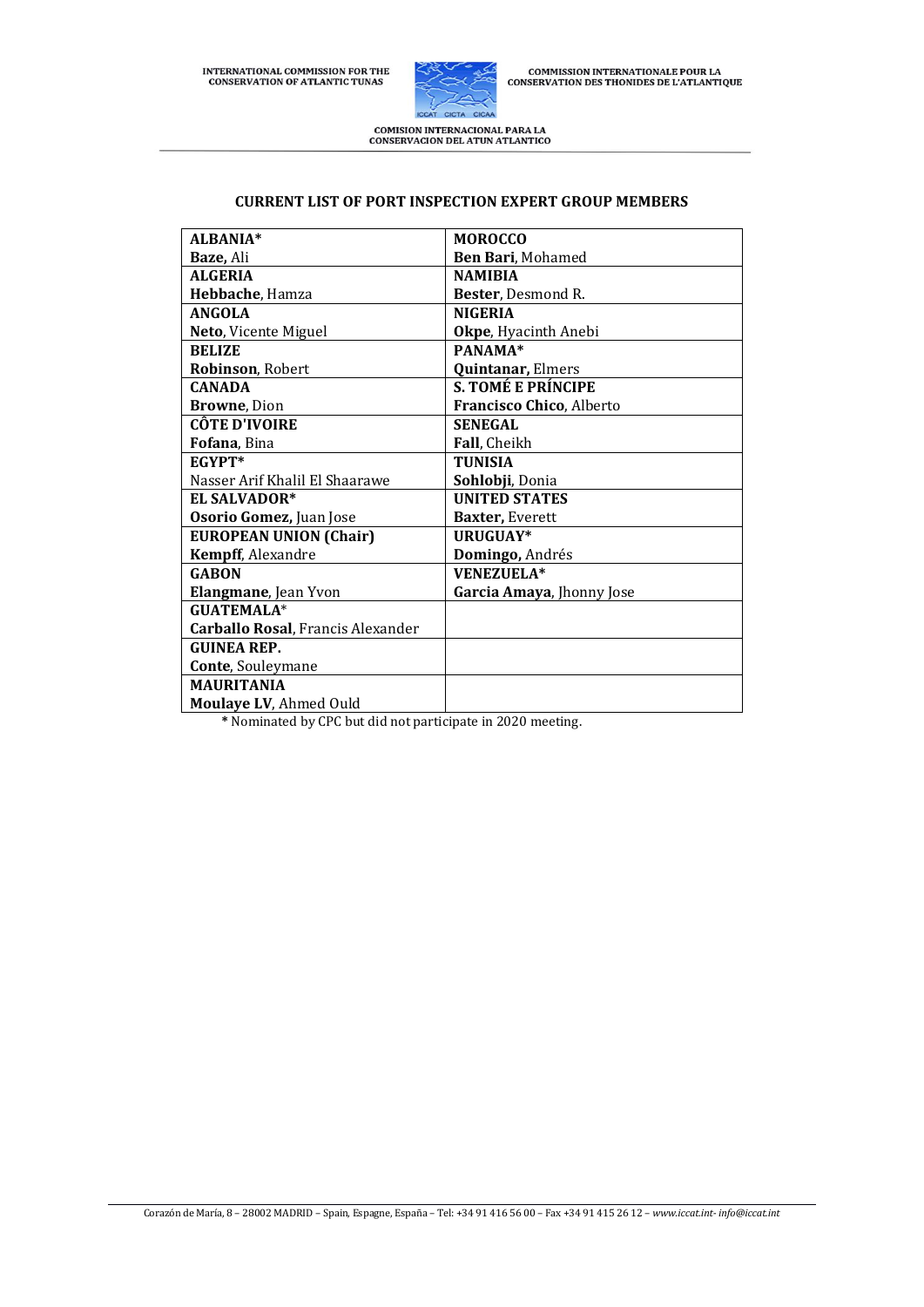## CURRENT LIST OF PORT INSPECTION EXPERT GROUP MEMBERS

| | |
|---|---|
| **ALBANIA*** | **MOROCCO** |
| **Baze,** Ali | **Ben Bari**, Mohamed |
| **ALGERIA** | **NAMIBIA** |
| **Hebbache**, Hamza | **Bester**, Desmond R. |
| **ANGOLA** | **NIGERIA** |
| **Neto**, Vicente Miguel | **Okpe**, Hyacinth Anebi |
| **BELIZE** | **PANAMA*** |
| **Robinson**, Robert | **Quintanar,** Elmers |
| **CANADA** | **S. TOMÉ E PRÍNCIPE** |
| **Browne**, Dion | **Francisco Chico**, Alberto |
| **CÔTE D'IVOIRE** | **SENEGAL** |
| **Fofana**, Bina | **Fall**, Cheikh |
| **EGYPT*** | **TUNISIA** |
| Nasser Arif Khalil El Shaarawe | **Sohlobji**, Donia |
| **EL SALVADOR*** | **UNITED STATES** |
| **Osorio Gomez,** Juan Jose | **Baxter,** Everett |
| **EUROPEAN UNION (Chair)** | **URUGUAY*** |
| **Kempff**, Alexandre | **Domingo,** Andrés |
| **GABON** | **VENEZUELA*** |
| **Elangmane**, Jean Yvon | **Garcia Amaya**, Jhonny Jose |
| **GUATEMALA*** | |
| **Carballo Rosal**, Francis Alexander | |
| **GUINEA REP.** | |
| **Conte**, Souleymane | |
| **MAURITANIA** | |
| **Moulaye LV**, Ahmed Ould | |

\* Nominated by CPC but did not participate in 2020 meeting.